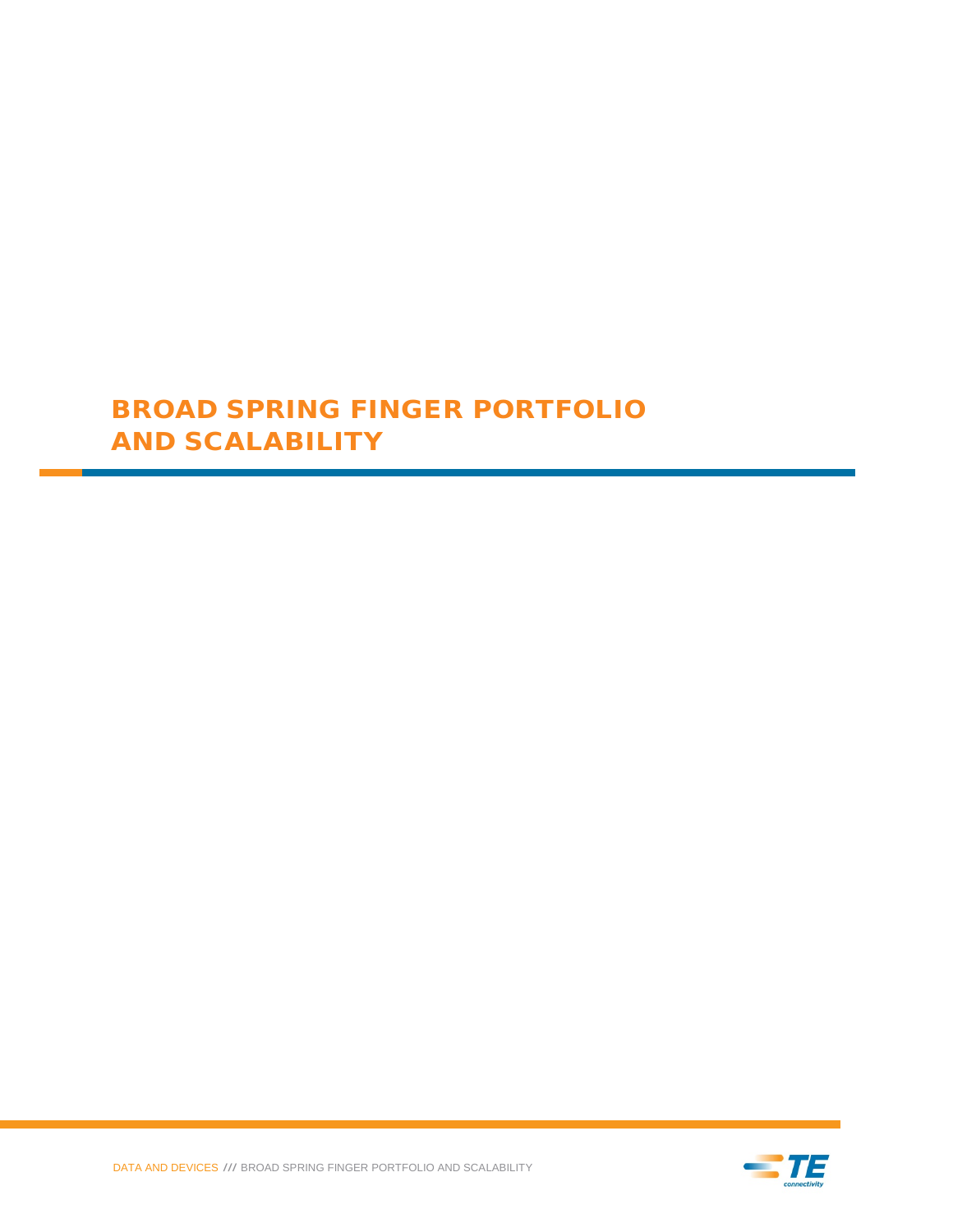# BROAD SPRING FINGER PORTFOLIO AND SCALABILITY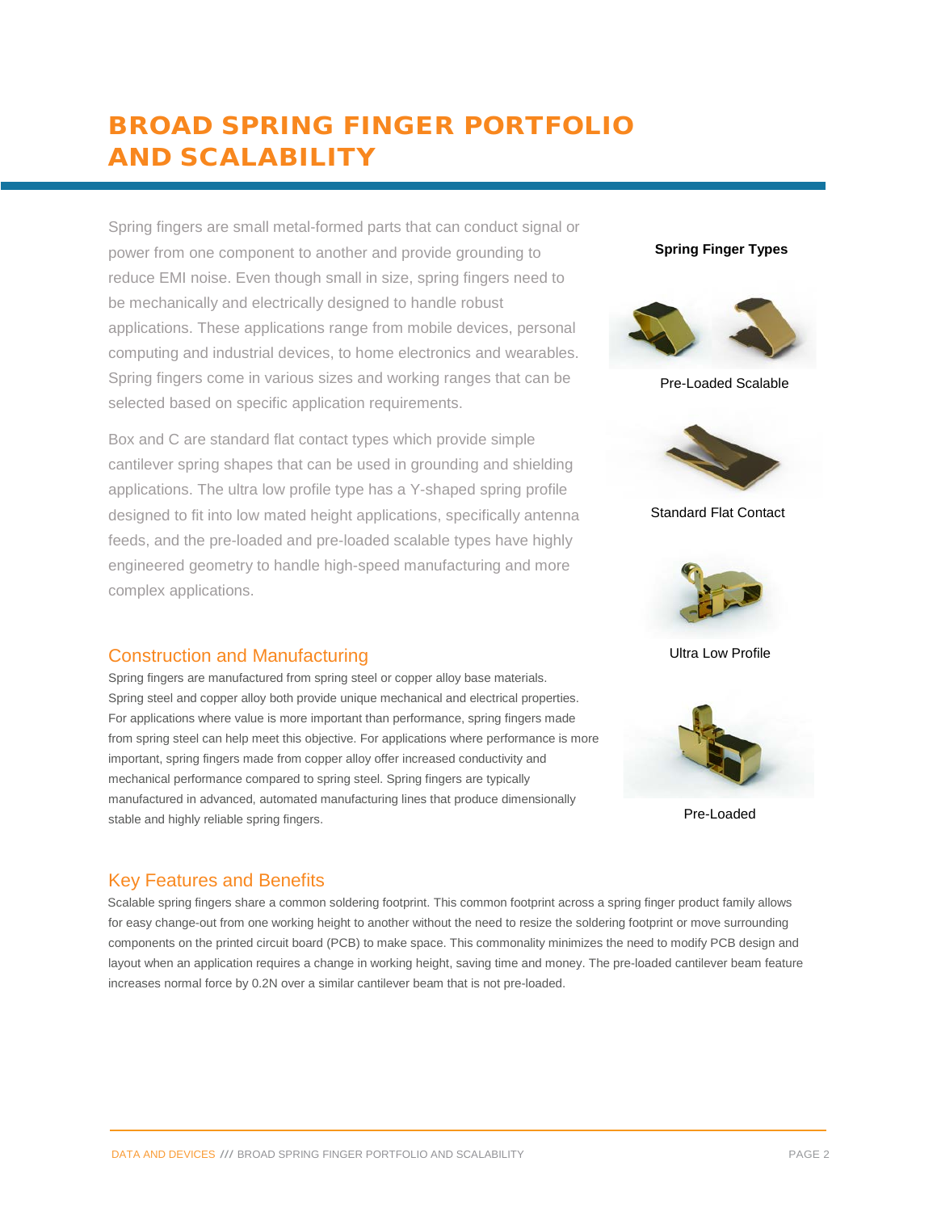# BROAD SPRING FINGER PORTFOLIO AND SCALABILITY

Spring fingers are small metal-formed parts that can conduct signal or power from one component to another and provide grounding to reduce EMI noise. Even though small in size, spring fingers need to be mechanically and electrically designed to handle robust applications. These applications range from mobile devices, personal computing and industrial devices, to home electronics and wearables. Spring fingers come in various sizes and working ranges that can be selected based on specific application requirements.

Box and C are standard flat contact types which provide simple cantilever spring shapes that can be used in grounding and shielding applications. The ultra low profile type has a Y-shaped spring profile designed to fit into low mated height applications, specifically antenna feeds, and the pre-loaded and pre-loaded scalable types have highly engineered geometry to handle high-speed manufacturing and more complex applications.

**Spring Finger Types**

Pre-Loaded Scalable

Standard Flat Contact

Ultra Low Profile

Pre-Loaded

## Construction and Manufacturing

Spring fingers are manufactured from spring steel or copper alloy base materials. Spring steel and copper alloy both provide unique mechanical and electrical properties. For applications where value is more important than performance, spring fingers made from spring steel can help meet this objective. For applications where performance is more important, spring fingers made from copper alloy offer increased conductivity and mechanical performance compared to spring steel. Spring fingers are typically manufactured in advanced, automated manufacturing lines that produce dimensionally stable and highly reliable spring fingers.

## Key Features and Benefits

Scalable spring fingers share a common soldering footprint. This common footprint across a spring finger product family allows for easy change-out from one working height to another without the need to resize the soldering footprint or move surrounding components on the printed circuit board (PCB) to make space. This commonality minimizes the need to modify PCB design and layout when an application requires a change in working height, saving time and money. The pre-loaded cantilever beam feature increases normal force by 0.2N over a similar cantilever beam that is not pre-loaded.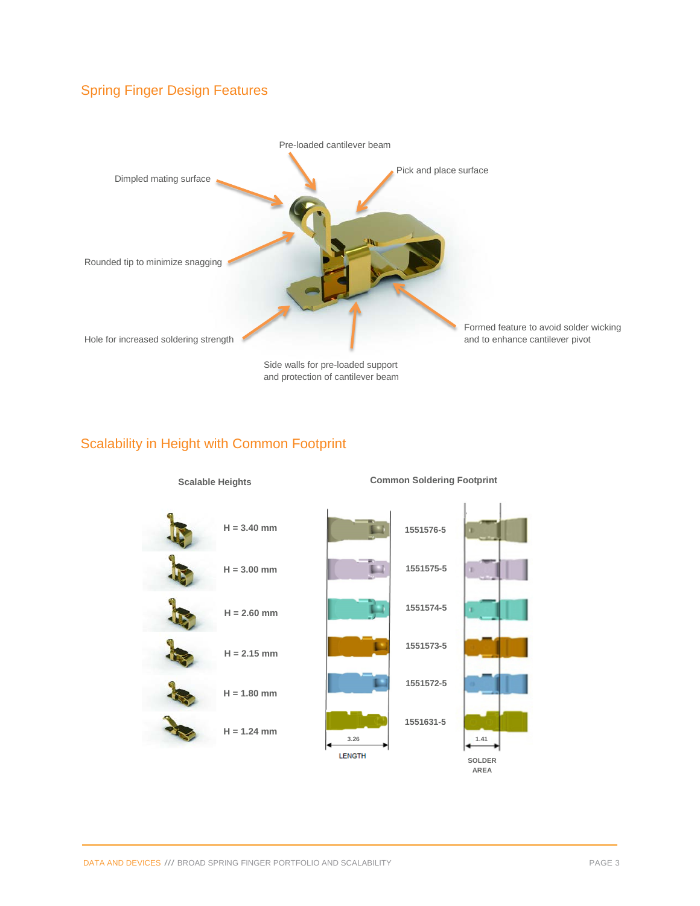## Spring Finger Design Features

Pre-loaded cantilever beam

Pick and place surface

Dimpled mating surface

Rounded tip to minimize snagging

Hole for increased soldering strength

Side walls for pre-loaded support and protection of cantilever beam

Formed feature to avoid solder wicking and to enhance cantilever pivot

## Scalability in Height with Common Footprint

| Scalable Heights | Common Soldering Footprint |
|---|---|
| H = 3.40 mm | 1551576-5 |
| H = 3.00 mm | 1551575-5 |
| H = 2.60 mm | 1551574-5 |
| H = 2.15 mm | 1551573-5 |
| H = 1.80 mm | 1551572-5 |
| H = 1.24 mm | 1551631-5 |

LENGTH: 3.26

SOLDER AREA: 1.41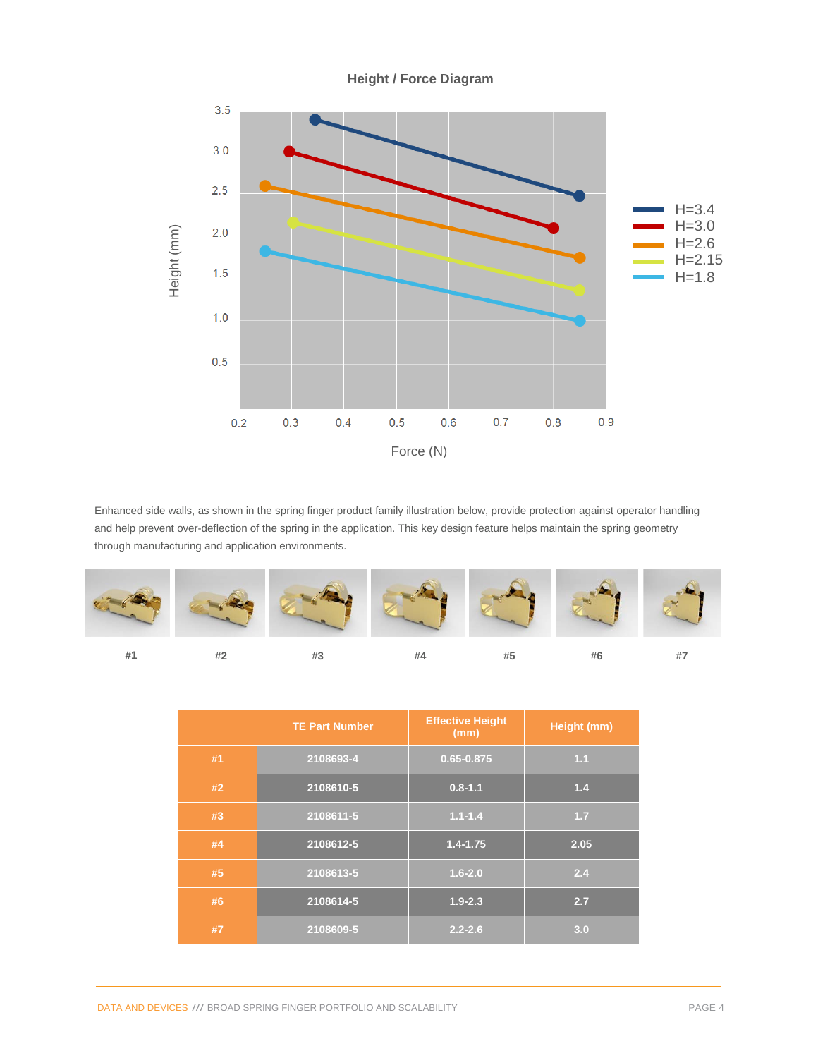**Height / Force Diagram**

Enhanced side walls, as shown in the spring finger product family illustration below, provide protection against operator handling and help prevent over-deflection of the spring in the application. This key design feature helps maintain the spring geometry through manufacturing and application environments.

#1 #2 #3 #4 #5 #6 #7

| | TE Part Number | Effective Height (mm) | Height (mm) |
|---|---|---|---|
| #1 | 2108693-4 | 0.65-0.875 | 1.1 |
| #2 | 2108610-5 | 0.8-1.1 | 1.4 |
| #3 | 2108611-5 | 1.1-1.4 | 1.7 |
| #4 | 2108612-5 | 1.4-1.75 | 2.05 |
| #5 | 2108613-5 | 1.6-2.0 | 2.4 |
| #6 | 2108614-5 | 1.9-2.3 | 2.7 |
| #7 | 2108609-5 | 2.2-2.6 | 3.0 |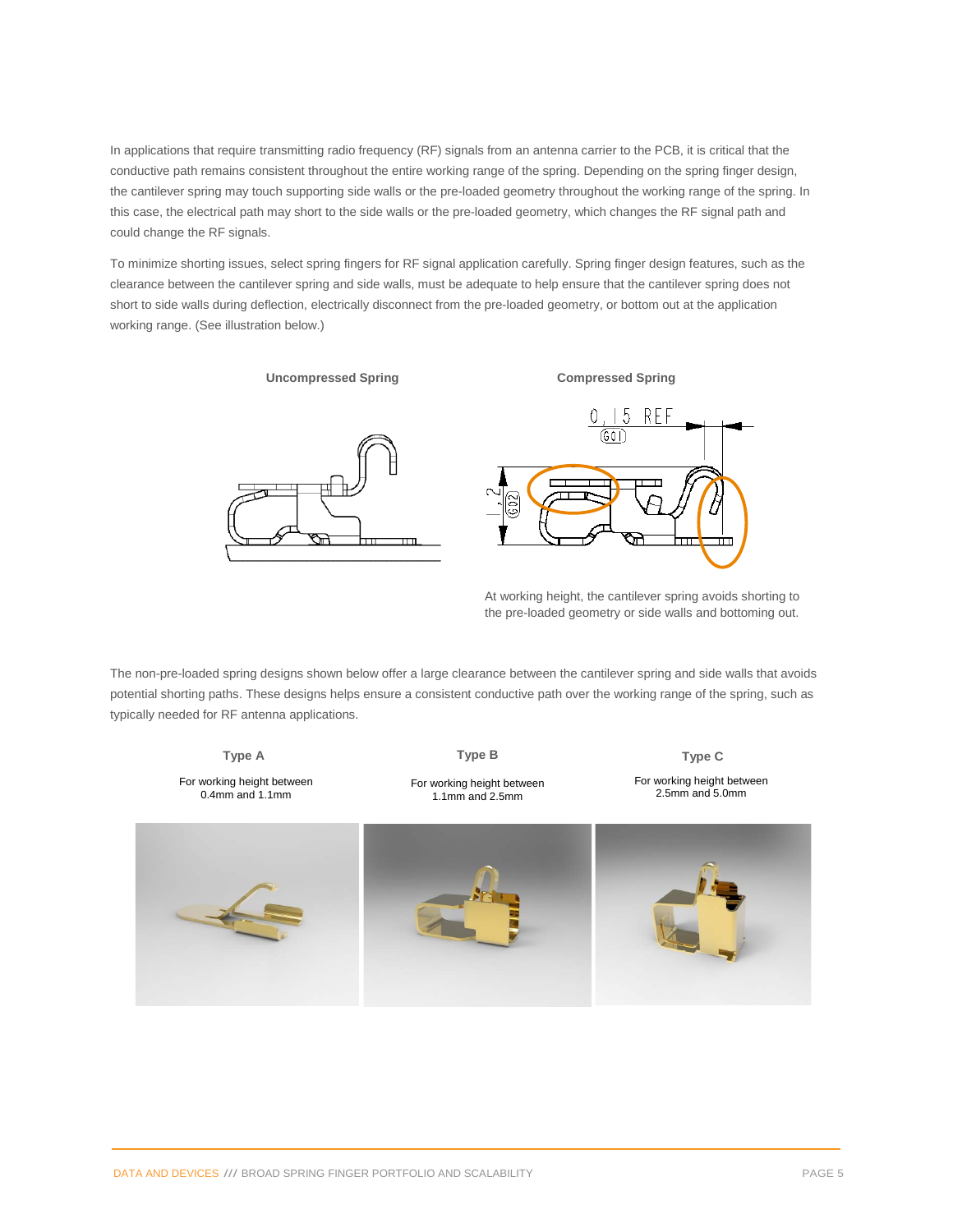In applications that require transmitting radio frequency (RF) signals from an antenna carrier to the PCB, it is critical that the conductive path remains consistent throughout the entire working range of the spring. Depending on the spring finger design, the cantilever spring may touch supporting side walls or the pre-loaded geometry throughout the working range of the spring. In this case, the electrical path may short to the side walls or the pre-loaded geometry, which changes the RF signal path and could change the RF signals.

To minimize shorting issues, select spring fingers for RF signal application carefully. Spring finger design features, such as the clearance between the cantilever spring and side walls, must be adequate to help ensure that the cantilever spring does not short to side walls during deflection, electrically disconnect from the pre-loaded geometry, or bottom out at the application working range. (See illustration below.)

**Uncompressed Spring**

**Compressed Spring**

At working height, the cantilever spring avoids shorting to the pre-loaded geometry or side walls and bottoming out.

The non-pre-loaded spring designs shown below offer a large clearance between the cantilever spring and side walls that avoids potential shorting paths. These designs helps ensure a consistent conductive path over the working range of the spring, such as typically needed for RF antenna applications.

| **Type A** | **Type B** | **Type C** |
|---|---|---|
| For working height between 0.4mm and 1.1mm | For working height between 1.1mm and 2.5mm | For working height between 2.5mm and 5.0mm |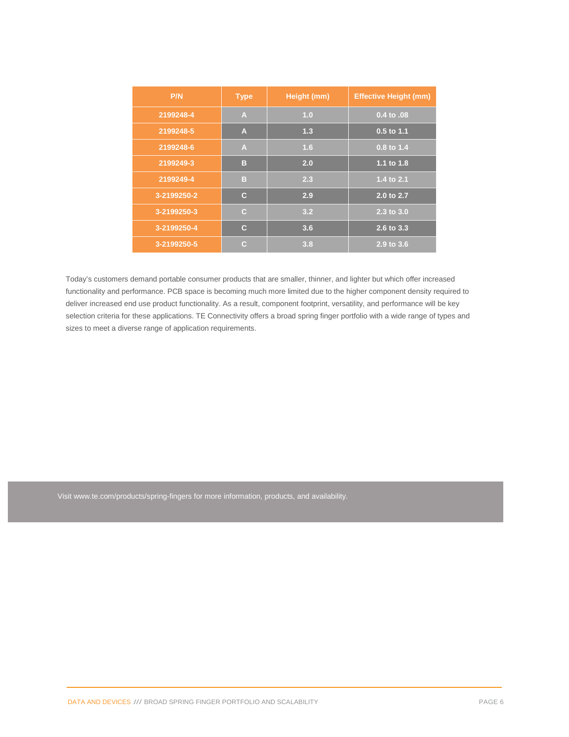| P/N | Type | Height (mm) | Effective Height (mm) |
|---|---|---|---|
| 2199248-4 | A | 1.0 | 0.4 to .08 |
| 2199248-5 | A | 1.3 | 0.5 to 1.1 |
| 2199248-6 | A | 1.6 | 0.8 to 1.4 |
| 2199249-3 | B | 2.0 | 1.1 to 1.8 |
| 2199249-4 | B | 2.3 | 1.4 to 2.1 |
| 3-2199250-2 | C | 2.9 | 2.0 to 2.7 |
| 3-2199250-3 | C | 3.2 | 2.3 to 3.0 |
| 3-2199250-4 | C | 3.6 | 2.6 to 3.3 |
| 3-2199250-5 | C | 3.8 | 2.9 to 3.6 |

Today's customers demand portable consumer products that are smaller, thinner, and lighter but which offer increased functionality and performance. PCB space is becoming much more limited due to the higher component density required to deliver increased end use product functionality. As a result, component footprint, versatility, and performance will be key selection criteria for these applications. TE Connectivity offers a broad spring finger portfolio with a wide range of types and sizes to meet a diverse range of application requirements.

Visit www.te.com/products/spring-fingers for more information, products, and availability.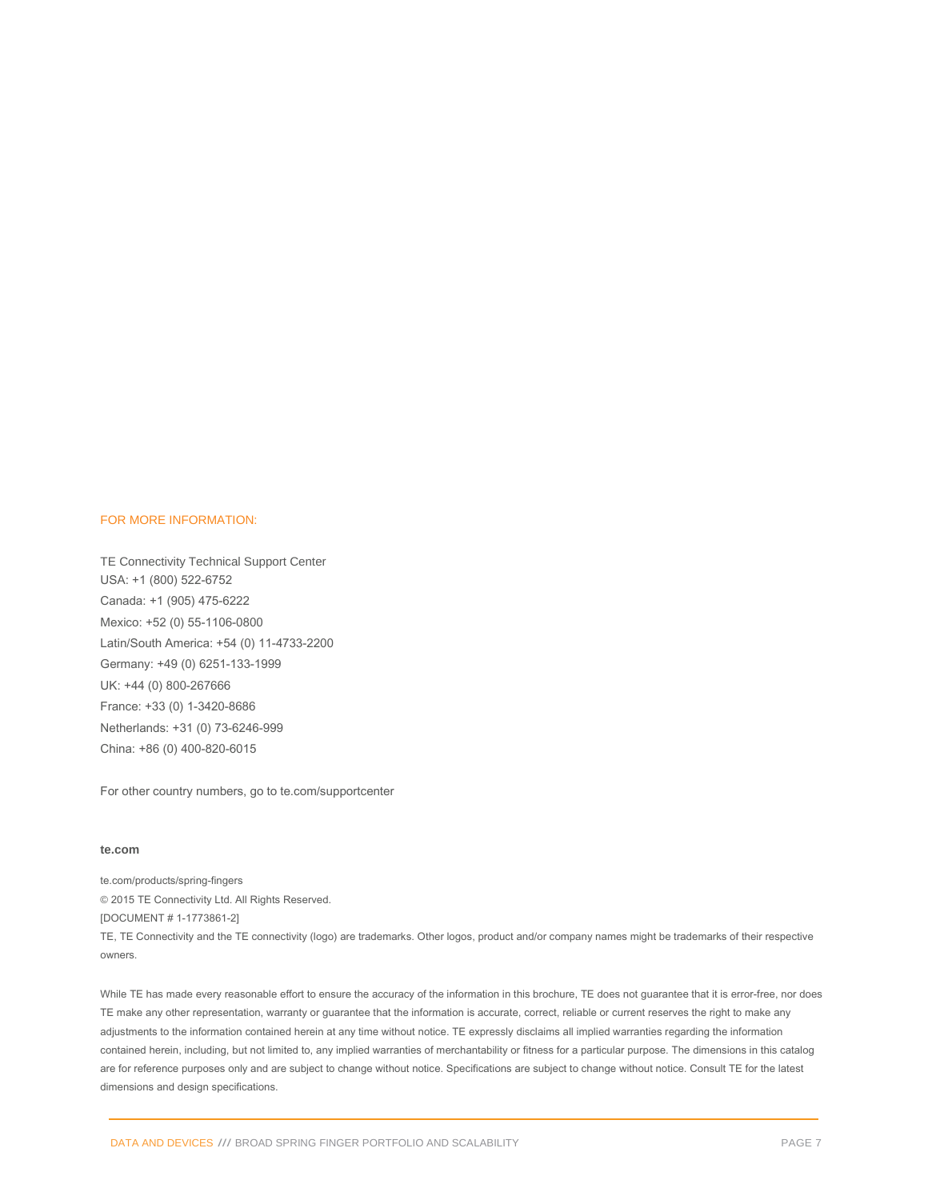FOR MORE INFORMATION:

TE Connectivity Technical Support Center
USA: +1 (800) 522-6752
Canada: +1 (905) 475-6222
Mexico: +52 (0) 55-1106-0800
Latin/South America: +54 (0) 11-4733-2200
Germany: +49 (0) 6251-133-1999
UK: +44 (0) 800-267666
France: +33 (0) 1-3420-8686
Netherlands: +31 (0) 73-6246-999
China: +86 (0) 400-820-6015

For other country numbers, go to te.com/supportcenter

**te.com**

te.com/products/spring-fingers
© 2015 TE Connectivity Ltd. All Rights Reserved.
[DOCUMENT # 1-1773861-2]
TE, TE Connectivity and the TE connectivity (logo) are trademarks. Other logos, product and/or company names might be trademarks of their respective owners.

While TE has made every reasonable effort to ensure the accuracy of the information in this brochure, TE does not guarantee that it is error-free, nor does TE make any other representation, warranty or guarantee that the information is accurate, correct, reliable or current reserves the right to make any adjustments to the information contained herein at any time without notice. TE expressly disclaims all implied warranties regarding the information contained herein, including, but not limited to, any implied warranties of merchantability or fitness for a particular purpose. The dimensions in this catalog are for reference purposes only and are subject to change without notice. Specifications are subject to change without notice. Consult TE for the latest dimensions and design specifications.